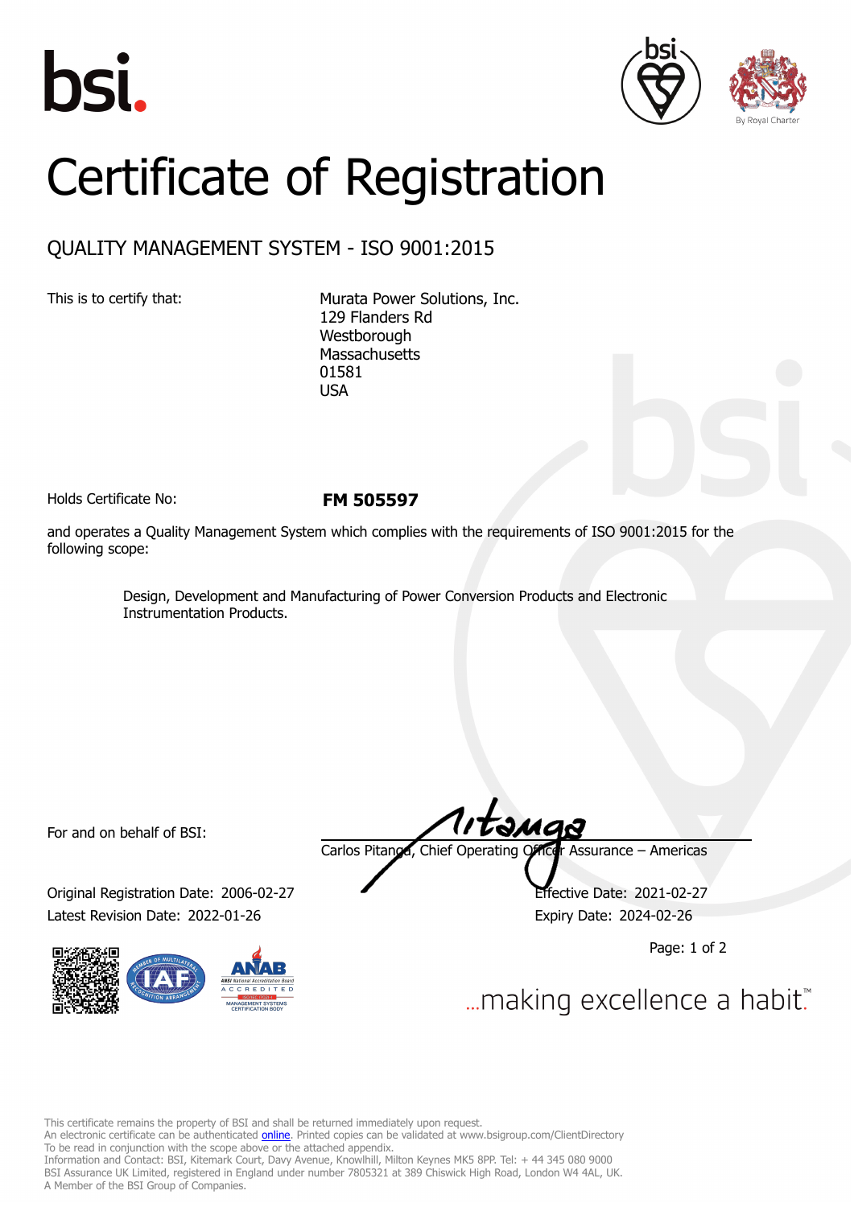# Certificate of Registration

## QUALITY MANAGEMENT SYSTEM - ISO 9001:2015

This is to certify that:

Murata Power Solutions, Inc.
129 Flanders Rd
Westborough
Massachusetts
01581
USA

Holds Certificate No: **FM 505597**

and operates a Quality Management System which complies with the requirements of ISO 9001:2015 for the following scope:

> Design, Development and Manufacturing of Power Conversion Products and Electronic Instrumentation Products.

For and on behalf of BSI:

Carlos Pitanga, Chief Operating Officer Assurance – Americas

Original Registration Date: 2006-02-27
Latest Revision Date: 2022-01-26

Effective Date: 2021-02-27
Expiry Date: 2024-02-26

...making excellence a habit.™

This certificate remains the property of BSI and shall be returned immediately upon request.
An electronic certificate can be authenticated online. Printed copies can be validated at www.bsigroup.com/ClientDirectory
To be read in conjunction with the scope above or the attached appendix.
Information and Contact: BSI, Kitemark Court, Davy Avenue, Knowlhill, Milton Keynes MK5 8PP. Tel: + 44 345 080 9000
BSI Assurance UK Limited, registered in England under number 7805321 at 389 Chiswick High Road, London W4 4AL, UK.
A Member of the BSI Group of Companies.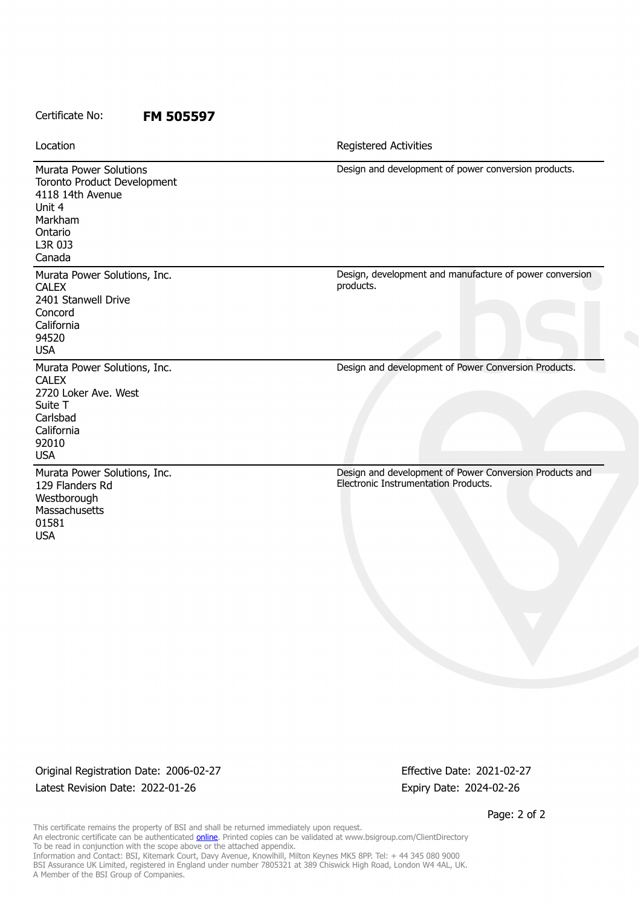Certificate No: **FM 505597**

| Location | Registered Activities |
| --- | --- |
| Murata Power Solutions<br>Toronto Product Development<br>4118 14th Avenue<br>Unit 4<br>Markham<br>Ontario<br>L3R 0J3<br>Canada | Design and development of power conversion products. |
| Murata Power Solutions, Inc.<br>CALEX<br>2401 Stanwell Drive<br>Concord<br>California<br>94520<br>USA | Design, development and manufacture of power conversion products. |
| Murata Power Solutions, Inc.<br>CALEX<br>2720 Loker Ave. West<br>Suite T<br>Carlsbad<br>California<br>92010<br>USA | Design and development of Power Conversion Products. |
| Murata Power Solutions, Inc.<br>129 Flanders Rd<br>Westborough<br>Massachusetts<br>01581<br>USA | Design and development of Power Conversion Products and Electronic Instrumentation Products. |

Original Registration Date: 2006-02-27

Latest Revision Date: 2022-01-26

Effective Date: 2021-02-27

Expiry Date: 2024-02-26

This certificate remains the property of BSI and shall be returned immediately upon request.
An electronic certificate can be authenticated online. Printed copies can be validated at www.bsigroup.com/ClientDirectory
To be read in conjunction with the scope above or the attached appendix.
Information and Contact: BSI, Kitemark Court, Davy Avenue, Knowlhill, Milton Keynes MK5 8PP. Tel: + 44 345 080 9000
BSI Assurance UK Limited, registered in England under number 7805321 at 389 Chiswick High Road, London W4 4AL, UK.
A Member of the BSI Group of Companies.